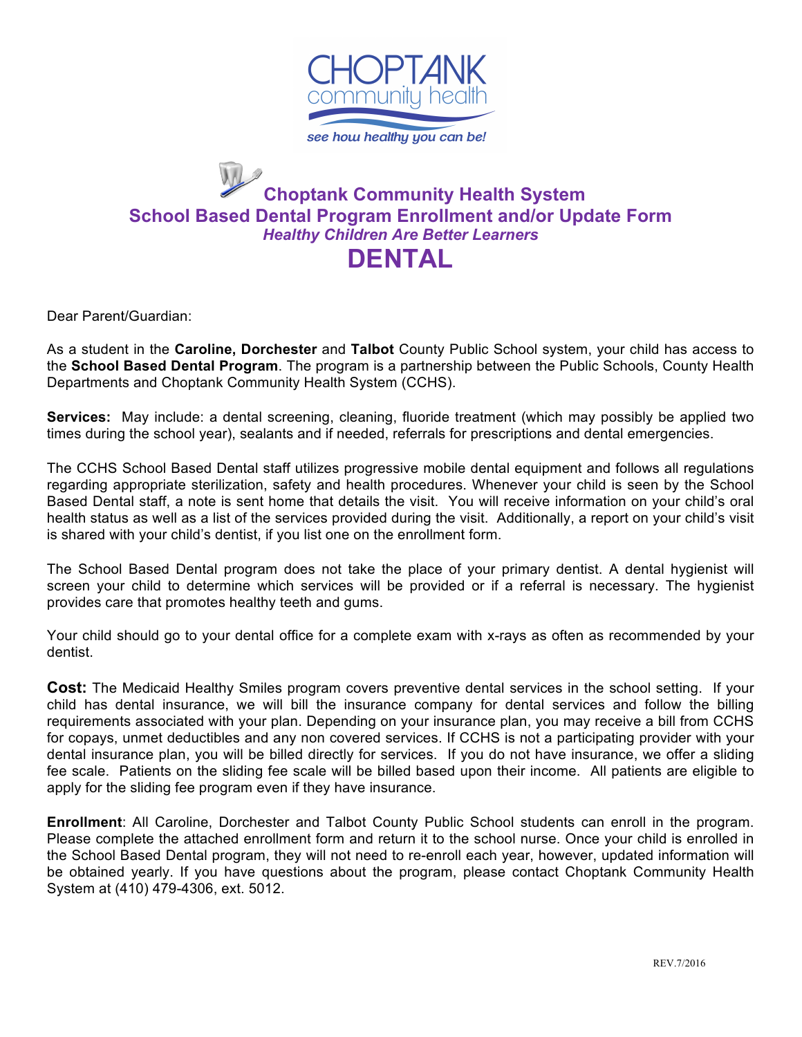CHOPTANK
community health
*see how healthy you can be!*

# Choptank Community Health System
## School Based Dental Program Enrollment and/or Update Form
*Healthy Children Are Better Learners*

# DENTAL

Dear Parent/Guardian:

As a student in the **Caroline, Dorchester** and **Talbot** County Public School system, your child has access to the **School Based Dental Program**. The program is a partnership between the Public Schools, County Health Departments and Choptank Community Health System (CCHS).

**Services:** May include: a dental screening, cleaning, fluoride treatment (which may possibly be applied two times during the school year), sealants and if needed, referrals for prescriptions and dental emergencies.

The CCHS School Based Dental staff utilizes progressive mobile dental equipment and follows all regulations regarding appropriate sterilization, safety and health procedures. Whenever your child is seen by the School Based Dental staff, a note is sent home that details the visit. You will receive information on your child's oral health status as well as a list of the services provided during the visit. Additionally, a report on your child's visit is shared with your child's dentist, if you list one on the enrollment form.

The School Based Dental program does not take the place of your primary dentist. A dental hygienist will screen your child to determine which services will be provided or if a referral is necessary. The hygienist provides care that promotes healthy teeth and gums.

Your child should go to your dental office for a complete exam with x-rays as often as recommended by your dentist.

**Cost:** The Medicaid Healthy Smiles program covers preventive dental services in the school setting. If your child has dental insurance, we will bill the insurance company for dental services and follow the billing requirements associated with your plan. Depending on your insurance plan, you may receive a bill from CCHS for copays, unmet deductibles and any non covered services. If CCHS is not a participating provider with your dental insurance plan, you will be billed directly for services. If you do not have insurance, we offer a sliding fee scale. Patients on the sliding fee scale will be billed based upon their income. All patients are eligible to apply for the sliding fee program even if they have insurance.

**Enrollment**: All Caroline, Dorchester and Talbot County Public School students can enroll in the program. Please complete the attached enrollment form and return it to the school nurse. Once your child is enrolled in the School Based Dental program, they will not need to re-enroll each year, however, updated information will be obtained yearly. If you have questions about the program, please contact Choptank Community Health System at (410) 479-4306, ext. 5012.

REV.7/2016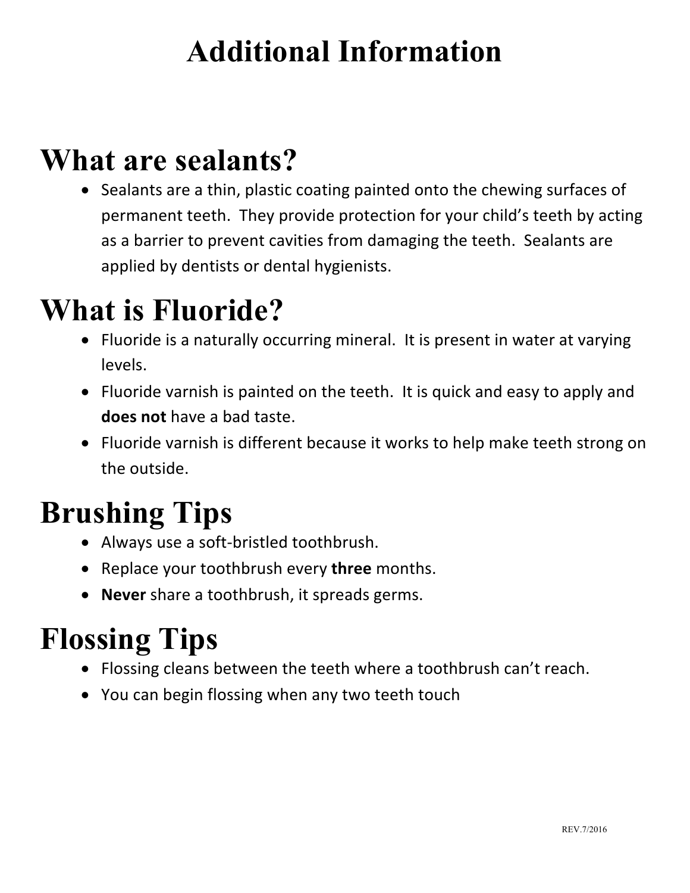# Additional Information

## What are sealants?

- Sealants are a thin, plastic coating painted onto the chewing surfaces of permanent teeth. They provide protection for your child's teeth by acting as a barrier to prevent cavities from damaging the teeth. Sealants are applied by dentists or dental hygienists.

## What is Fluoride?

- Fluoride is a naturally occurring mineral. It is present in water at varying levels.
- Fluoride varnish is painted on the teeth. It is quick and easy to apply and **does not** have a bad taste.
- Fluoride varnish is different because it works to help make teeth strong on the outside.

## Brushing Tips

- Always use a soft-bristled toothbrush.
- Replace your toothbrush every **three** months.
- **Never** share a toothbrush, it spreads germs.

## Flossing Tips

- Flossing cleans between the teeth where a toothbrush can't reach.
- You can begin flossing when any two teeth touch

REV.7/2016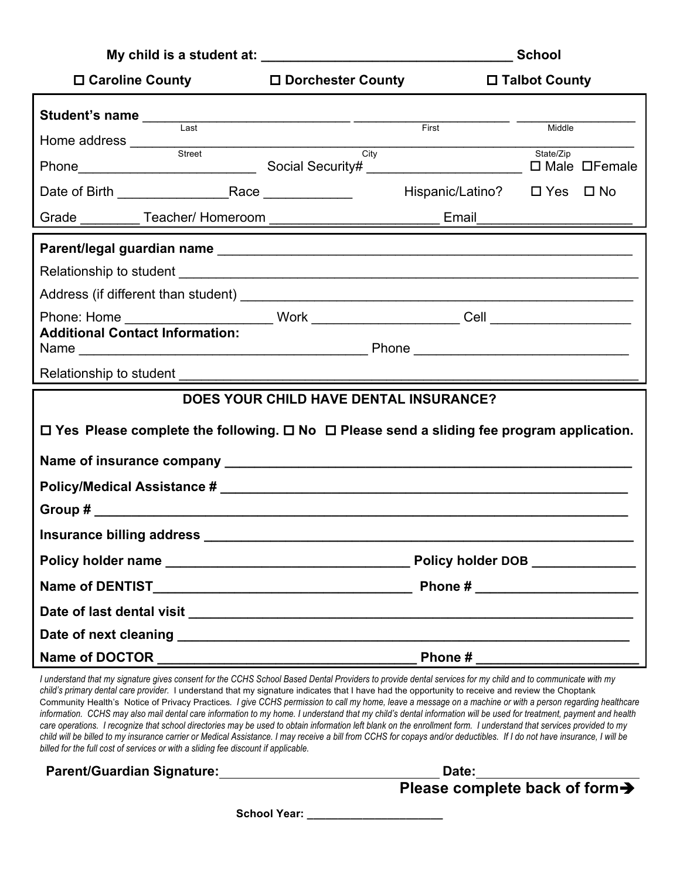**My child is a student at: ________________________________ School**

☐ **Caroline County** ☐ **Dorchester County** ☐ **Talbot County**

**Student's name** ___________________________ ____________________ ______________
Last First Middle

Home address ______________________________________________________________
Street City State/Zip

Phone________________________ Social Security# _____________________ ☐ Male ☐Female

Date of Birth _______________Race ____________ Hispanic/Latino? ☐ Yes ☐ No

Grade ________ Teacher/ Homeroom ______________________ Email____________________

**Parent/legal guardian name** ________________________________________________________

Relationship to student ______________________________________________________________

Address (if different than student) ____________________________________________________

Phone: Home ___________________ Work ___________________ Cell __________________

**Additional Contact Information:**

Name _____________________________________ Phone ____________________________

Relationship to student ______________________________________________________________

**DOES YOUR CHILD HAVE DENTAL INSURANCE?**

☐ **Yes Please complete the following.** ☐ **No** ☐ **Please send a sliding fee program application.**

**Name of insurance company** _______________________________________________________

**Policy/Medical Assistance #** _______________________________________________________

**Group #** _________________________________________________________________________

**Insurance billing address** _________________________________________________________

**Policy holder name** ________________________________ **Policy holder DOB** ______________

**Name of DENTIST**__________________________________ **Phone #** _____________________

**Date of last dental visit** ___________________________________________________________

**Date of next cleaning** _____________________________________________________________

**Name of DOCTOR** __________________________________ **Phone #** _____________________

*I understand that my signature gives consent for the CCHS School Based Dental Providers to provide dental services for my child and to communicate with my child's primary dental care provider.* I understand that my signature indicates that I have had the opportunity to receive and review the Choptank Community Health's Notice of Privacy Practices. *I give CCHS permission to call my home, leave a message on a machine or with a person regarding healthcare information. CCHS may also mail dental care information to my home. I understand that my child's dental information will be used for treatment, payment and health care operations. I recognize that school directories may be used to obtain information left blank on the enrollment form. I understand that services provided to my child will be billed to my insurance carrier or Medical Assistance. I may receive a bill from CCHS for copays and/or deductibles. If I do not have insurance, I will be billed for the full cost of services or with a sliding fee discount if applicable.*

**Parent/Guardian Signature:**______________________________ **Date:**_____________________

**Please complete back of form➔**

**School Year:** _____________________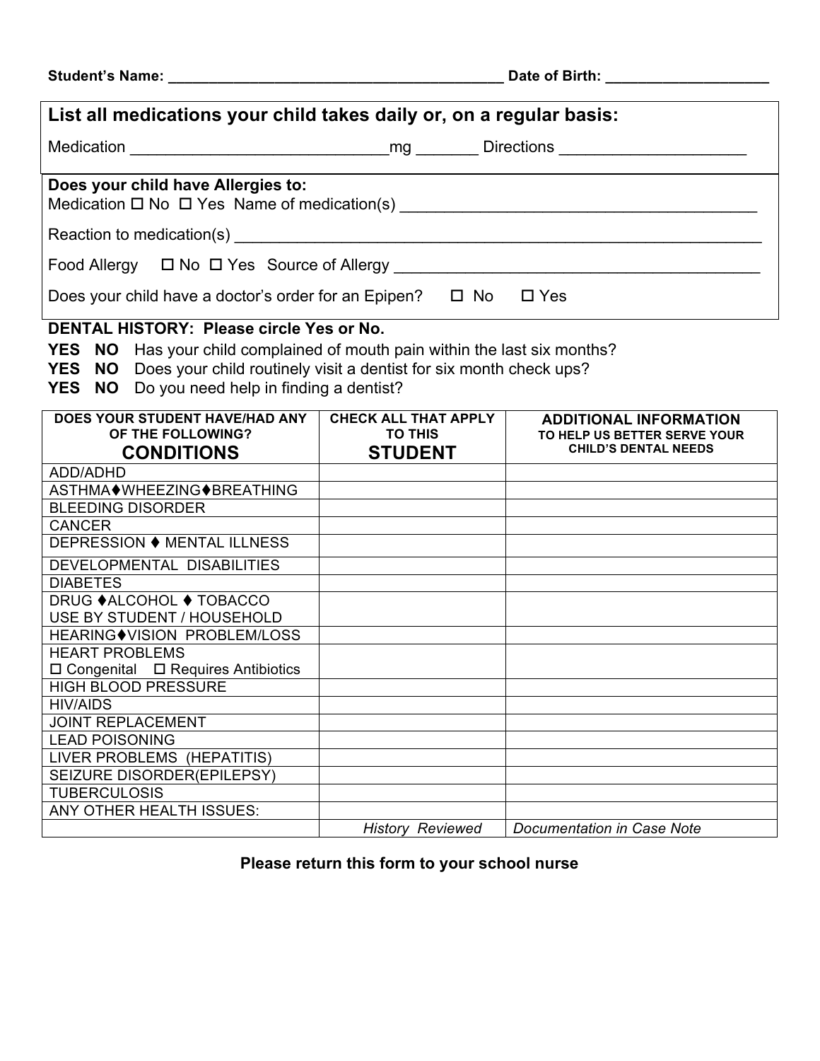**Student's Name: ________________________________________ Date of Birth: ____________________**

## List all medications your child takes daily or, on a regular basis:

Medication ____________________________mg _______ Directions _____________________

**Does your child have Allergies to:**

Medication ☐ No ☐ Yes Name of medication(s) ________________________________________

Reaction to medication(s) ___________________________________________________________

Food Allergy ☐ No ☐ Yes Source of Allergy ________________________________________

Does your child have a doctor's order for an Epipen? ☐ No ☐ Yes

**DENTAL HISTORY: Please circle Yes or No.**

**YES NO** Has your child complained of mouth pain within the last six months?

**YES NO** Does your child routinely visit a dentist for six month check ups?

**YES NO** Do you need help in finding a dentist?

| DOES YOUR STUDENT HAVE/HAD ANY OF THE FOLLOWING? **CONDITIONS** | CHECK ALL THAT APPLY TO THIS **STUDENT** | **ADDITIONAL INFORMATION** TO HELP US BETTER SERVE YOUR CHILD'S DENTAL NEEDS |
|---|---|---|
| ADD/ADHD | | |
| ASTHMA♦WHEEZING♦BREATHING | | |
| BLEEDING DISORDER | | |
| CANCER | | |
| DEPRESSION ♦ MENTAL ILLNESS | | |
| DEVELOPMENTAL DISABILITIES | | |
| DIABETES | | |
| DRUG ♦ALCOHOL ♦ TOBACCO USE BY STUDENT / HOUSEHOLD | | |
| HEARING♦VISION PROBLEM/LOSS | | |
| HEART PROBLEMS ☐ Congenital ☐ Requires Antibiotics | | |
| HIGH BLOOD PRESSURE | | |
| HIV/AIDS | | |
| JOINT REPLACEMENT | | |
| LEAD POISONING | | |
| LIVER PROBLEMS (HEPATITIS) | | |
| SEIZURE DISORDER(EPILEPSY) | | |
| TUBERCULOSIS | | |
| ANY OTHER HEALTH ISSUES: | | |
| | *History Reviewed* | *Documentation in Case Note* |

**Please return this form to your school nurse**